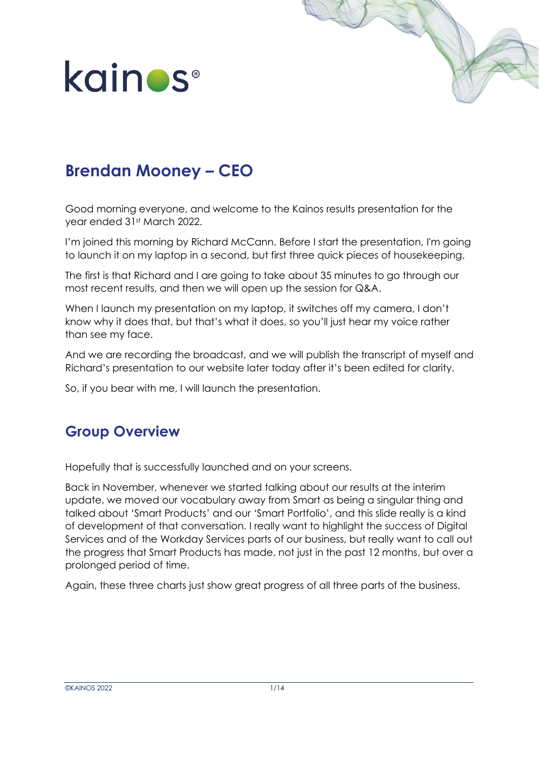kainos®

## Brendan Mooney – CEO

Good morning everyone, and welcome to the Kainos results presentation for the year ended 31st March 2022.

I'm joined this morning by Richard McCann. Before I start the presentation, I'm going to launch it on my laptop in a second, but first three quick pieces of housekeeping.

The first is that Richard and I are going to take about 35 minutes to go through our most recent results, and then we will open up the session for Q&A.

When I launch my presentation on my laptop, it switches off my camera, I don't know why it does that, but that's what it does, so you'll just hear my voice rather than see my face.

And we are recording the broadcast, and we will publish the transcript of myself and Richard's presentation to our website later today after it's been edited for clarity.

So, if you bear with me, I will launch the presentation.

## Group Overview

Hopefully that is successfully launched and on your screens.

Back in November, whenever we started talking about our results at the interim update, we moved our vocabulary away from Smart as being a singular thing and talked about 'Smart Products' and our 'Smart Portfolio', and this slide really is a kind of development of that conversation. I really want to highlight the success of Digital Services and of the Workday Services parts of our business, but really want to call out the progress that Smart Products has made, not just in the past 12 months, but over a prolonged period of time.

Again, these three charts just show great progress of all three parts of the business.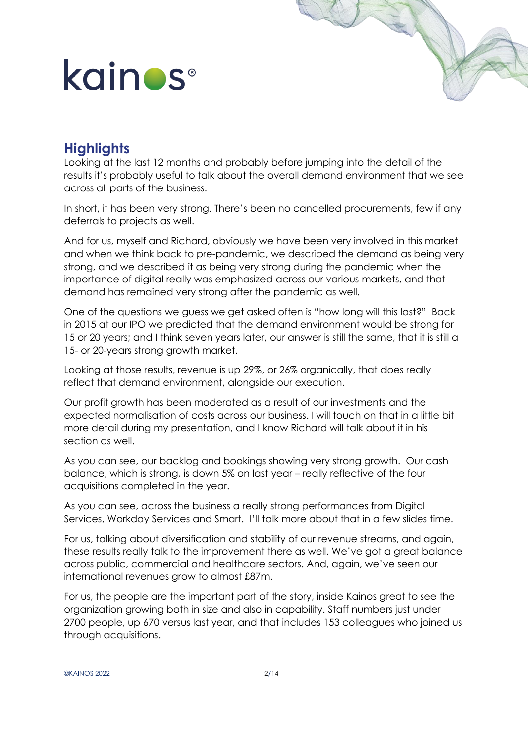## Highlights

Looking at the last 12 months and probably before jumping into the detail of the results it's probably useful to talk about the overall demand environment that we see across all parts of the business.

In short, it has been very strong. There's been no cancelled procurements, few if any deferrals to projects as well.

And for us, myself and Richard, obviously we have been very involved in this market and when we think back to pre-pandemic, we described the demand as being very strong, and we described it as being very strong during the pandemic when the importance of digital really was emphasized across our various markets, and that demand has remained very strong after the pandemic as well.

One of the questions we guess we get asked often is "how long will this last?" Back in 2015 at our IPO we predicted that the demand environment would be strong for 15 or 20 years; and I think seven years later, our answer is still the same, that it is still a 15- or 20-years strong growth market.

Looking at those results, revenue is up 29%, or 26% organically, that does really reflect that demand environment, alongside our execution.

Our profit growth has been moderated as a result of our investments and the expected normalisation of costs across our business. I will touch on that in a little bit more detail during my presentation, and I know Richard will talk about it in his section as well.

As you can see, our backlog and bookings showing very strong growth. Our cash balance, which is strong, is down 5% on last year – really reflective of the four acquisitions completed in the year.

As you can see, across the business a really strong performances from Digital Services, Workday Services and Smart. I'll talk more about that in a few slides time.

For us, talking about diversification and stability of our revenue streams, and again, these results really talk to the improvement there as well. We've got a great balance across public, commercial and healthcare sectors. And, again, we've seen our international revenues grow to almost £87m.

For us, the people are the important part of the story, inside Kainos great to see the organization growing both in size and also in capability. Staff numbers just under 2700 people, up 670 versus last year, and that includes 153 colleagues who joined us through acquisitions.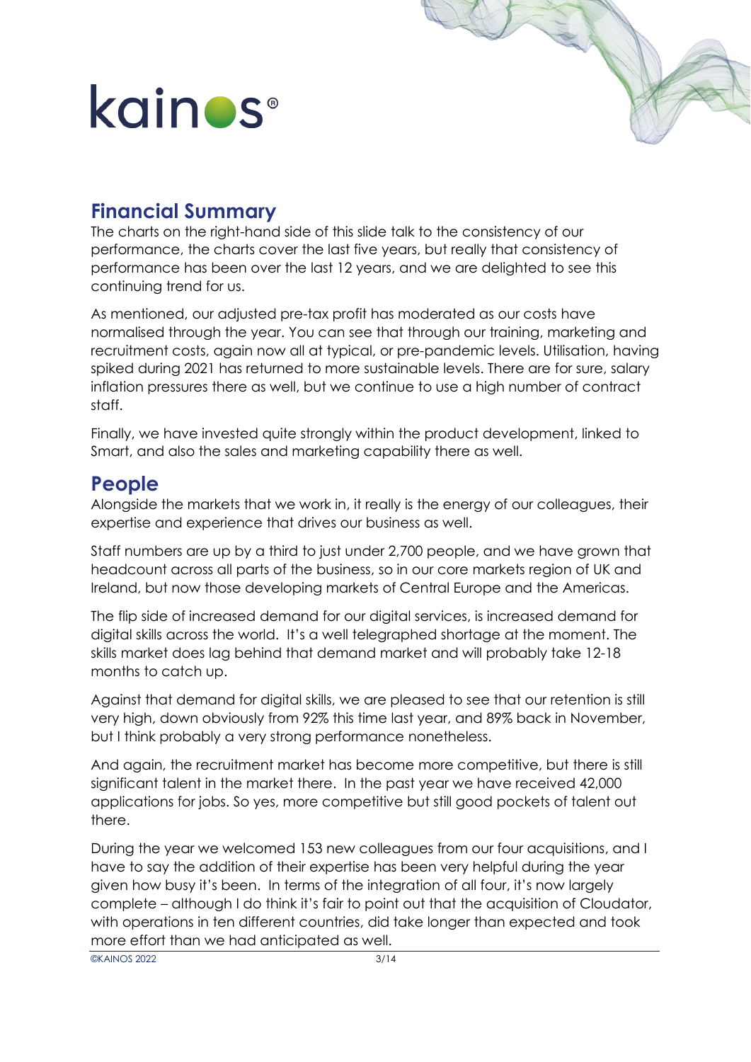## Financial Summary

The charts on the right-hand side of this slide talk to the consistency of our performance, the charts cover the last five years, but really that consistency of performance has been over the last 12 years, and we are delighted to see this continuing trend for us.

As mentioned, our adjusted pre-tax profit has moderated as our costs have normalised through the year. You can see that through our training, marketing and recruitment costs, again now all at typical, or pre-pandemic levels. Utilisation, having spiked during 2021 has returned to more sustainable levels. There are for sure, salary inflation pressures there as well, but we continue to use a high number of contract staff.

Finally, we have invested quite strongly within the product development, linked to Smart, and also the sales and marketing capability there as well.

## People

Alongside the markets that we work in, it really is the energy of our colleagues, their expertise and experience that drives our business as well.

Staff numbers are up by a third to just under 2,700 people, and we have grown that headcount across all parts of the business, so in our core markets region of UK and Ireland, but now those developing markets of Central Europe and the Americas.

The flip side of increased demand for our digital services, is increased demand for digital skills across the world. It's a well telegraphed shortage at the moment. The skills market does lag behind that demand market and will probably take 12-18 months to catch up.

Against that demand for digital skills, we are pleased to see that our retention is still very high, down obviously from 92% this time last year, and 89% back in November, but I think probably a very strong performance nonetheless.

And again, the recruitment market has become more competitive, but there is still significant talent in the market there. In the past year we have received 42,000 applications for jobs. So yes, more competitive but still good pockets of talent out there.

During the year we welcomed 153 new colleagues from our four acquisitions, and I have to say the addition of their expertise has been very helpful during the year given how busy it's been. In terms of the integration of all four, it's now largely complete – although I do think it's fair to point out that the acquisition of Cloudator, with operations in ten different countries, did take longer than expected and took more effort than we had anticipated as well.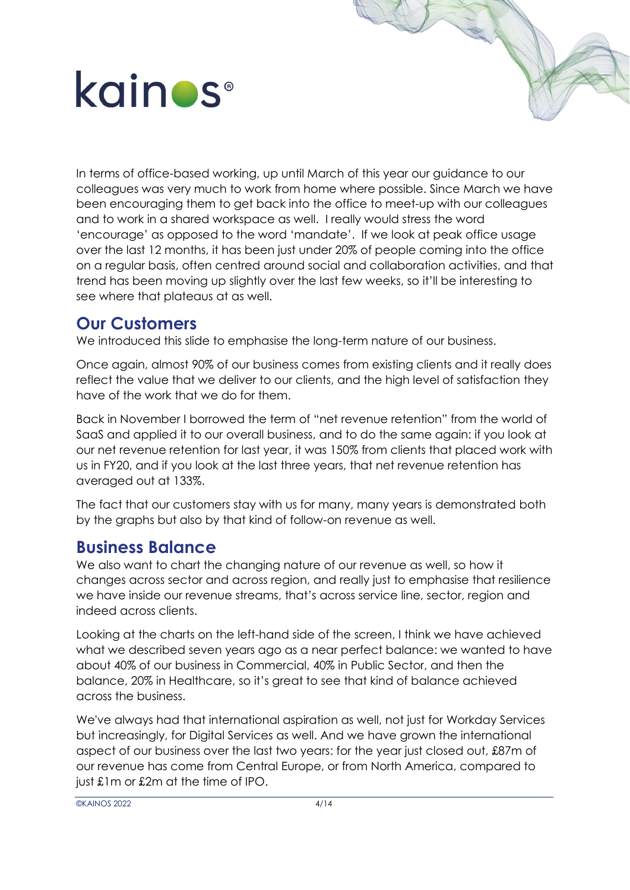In terms of office-based working, up until March of this year our guidance to our colleagues was very much to work from home where possible. Since March we have been encouraging them to get back into the office to meet-up with our colleagues and to work in a shared workspace as well. I really would stress the word 'encourage' as opposed to the word 'mandate'. If we look at peak office usage over the last 12 months, it has been just under 20% of people coming into the office on a regular basis, often centred around social and collaboration activities, and that trend has been moving up slightly over the last few weeks, so it'll be interesting to see where that plateaus at as well.

## Our Customers

We introduced this slide to emphasise the long-term nature of our business.

Once again, almost 90% of our business comes from existing clients and it really does reflect the value that we deliver to our clients, and the high level of satisfaction they have of the work that we do for them.

Back in November I borrowed the term of "net revenue retention" from the world of SaaS and applied it to our overall business, and to do the same again: if you look at our net revenue retention for last year, it was 150% from clients that placed work with us in FY20, and if you look at the last three years, that net revenue retention has averaged out at 133%.

The fact that our customers stay with us for many, many years is demonstrated both by the graphs but also by that kind of follow-on revenue as well.

## Business Balance

We also want to chart the changing nature of our revenue as well, so how it changes across sector and across region, and really just to emphasise that resilience we have inside our revenue streams, that's across service line, sector, region and indeed across clients.

Looking at the charts on the left-hand side of the screen, I think we have achieved what we described seven years ago as a near perfect balance: we wanted to have about 40% of our business in Commercial, 40% in Public Sector, and then the balance, 20% in Healthcare, so it's great to see that kind of balance achieved across the business.

We've always had that international aspiration as well, not just for Workday Services but increasingly, for Digital Services as well. And we have grown the international aspect of our business over the last two years: for the year just closed out, £87m of our revenue has come from Central Europe, or from North America, compared to just £1m or £2m at the time of IPO.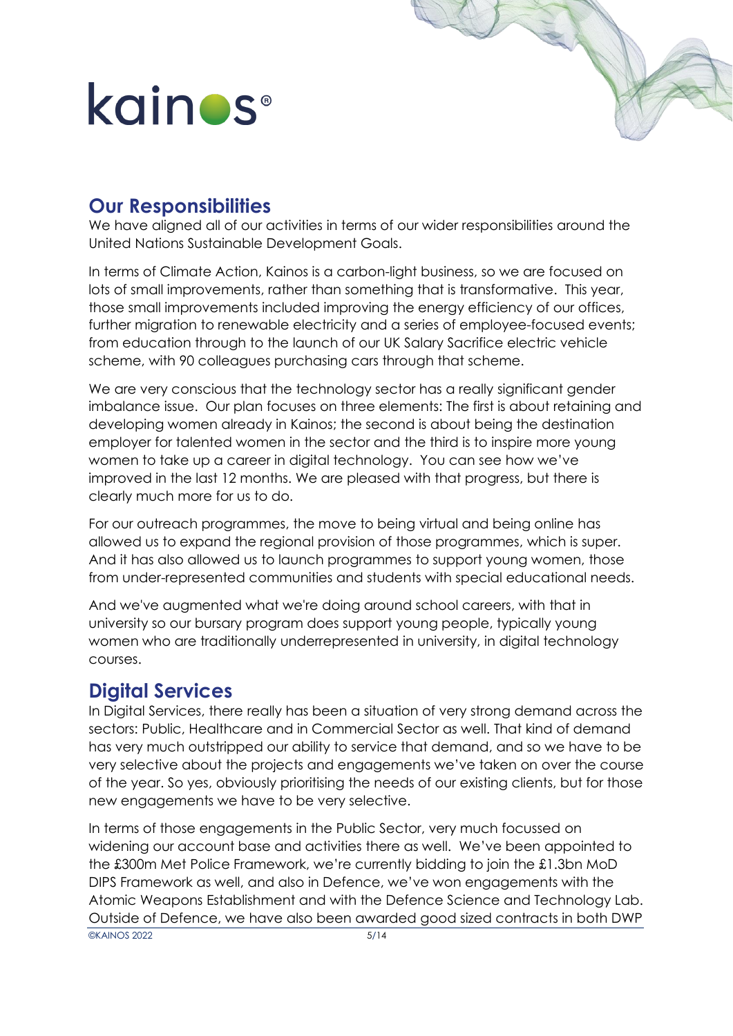## Our Responsibilities

We have aligned all of our activities in terms of our wider responsibilities around the United Nations Sustainable Development Goals.

In terms of Climate Action, Kainos is a carbon-light business, so we are focused on lots of small improvements, rather than something that is transformative. This year, those small improvements included improving the energy efficiency of our offices, further migration to renewable electricity and a series of employee-focused events; from education through to the launch of our UK Salary Sacrifice electric vehicle scheme, with 90 colleagues purchasing cars through that scheme.

We are very conscious that the technology sector has a really significant gender imbalance issue. Our plan focuses on three elements: The first is about retaining and developing women already in Kainos; the second is about being the destination employer for talented women in the sector and the third is to inspire more young women to take up a career in digital technology. You can see how we've improved in the last 12 months. We are pleased with that progress, but there is clearly much more for us to do.

For our outreach programmes, the move to being virtual and being online has allowed us to expand the regional provision of those programmes, which is super. And it has also allowed us to launch programmes to support young women, those from under-represented communities and students with special educational needs.

And we've augmented what we're doing around school careers, with that in university so our bursary program does support young people, typically young women who are traditionally underrepresented in university, in digital technology courses.

## Digital Services

In Digital Services, there really has been a situation of very strong demand across the sectors: Public, Healthcare and in Commercial Sector as well. That kind of demand has very much outstripped our ability to service that demand, and so we have to be very selective about the projects and engagements we've taken on over the course of the year. So yes, obviously prioritising the needs of our existing clients, but for those new engagements we have to be very selective.

In terms of those engagements in the Public Sector, very much focussed on widening our account base and activities there as well. We've been appointed to the £300m Met Police Framework, we're currently bidding to join the £1.3bn MoD DIPS Framework as well, and also in Defence, we've won engagements with the Atomic Weapons Establishment and with the Defence Science and Technology Lab. Outside of Defence, we have also been awarded good sized contracts in both DWP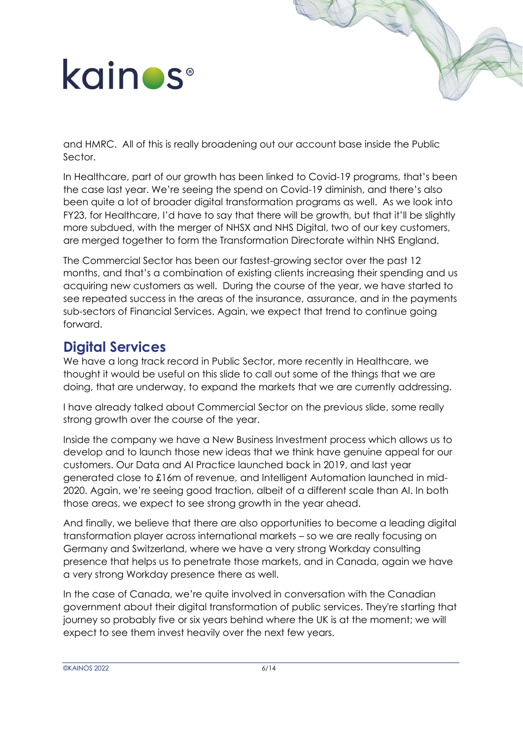and HMRC. All of this is really broadening out our account base inside the Public Sector.

In Healthcare, part of our growth has been linked to Covid-19 programs, that's been the case last year. We're seeing the spend on Covid-19 diminish, and there's also been quite a lot of broader digital transformation programs as well. As we look into FY23, for Healthcare, I'd have to say that there will be growth, but that it'll be slightly more subdued, with the merger of NHSX and NHS Digital, two of our key customers, are merged together to form the Transformation Directorate within NHS England.

The Commercial Sector has been our fastest-growing sector over the past 12 months, and that's a combination of existing clients increasing their spending and us acquiring new customers as well. During the course of the year, we have started to see repeated success in the areas of the insurance, assurance, and in the payments sub-sectors of Financial Services. Again, we expect that trend to continue going forward.

## Digital Services

We have a long track record in Public Sector, more recently in Healthcare, we thought it would be useful on this slide to call out some of the things that we are doing, that are underway, to expand the markets that we are currently addressing.

I have already talked about Commercial Sector on the previous slide, some really strong growth over the course of the year.

Inside the company we have a New Business Investment process which allows us to develop and to launch those new ideas that we think have genuine appeal for our customers. Our Data and AI Practice launched back in 2019, and last year generated close to £16m of revenue, and Intelligent Automation launched in mid-2020. Again, we're seeing good traction, albeit of a different scale than AI. In both those areas, we expect to see strong growth in the year ahead.

And finally, we believe that there are also opportunities to become a leading digital transformation player across international markets – so we are really focusing on Germany and Switzerland, where we have a very strong Workday consulting presence that helps us to penetrate those markets, and in Canada, again we have a very strong Workday presence there as well.

In the case of Canada, we're quite involved in conversation with the Canadian government about their digital transformation of public services. They're starting that journey so probably five or six years behind where the UK is at the moment; we will expect to see them invest heavily over the next few years.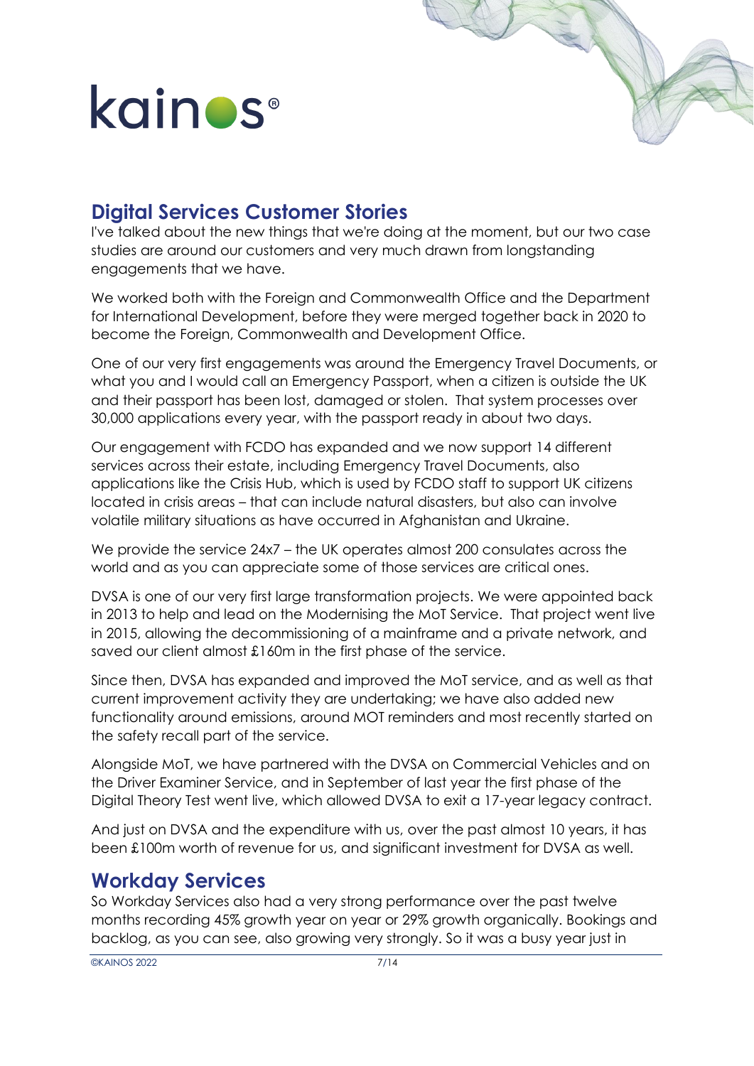## Digital Services Customer Stories

I've talked about the new things that we're doing at the moment, but our two case studies are around our customers and very much drawn from longstanding engagements that we have.

We worked both with the Foreign and Commonwealth Office and the Department for International Development, before they were merged together back in 2020 to become the Foreign, Commonwealth and Development Office.

One of our very first engagements was around the Emergency Travel Documents, or what you and I would call an Emergency Passport, when a citizen is outside the UK and their passport has been lost, damaged or stolen.  That system processes over 30,000 applications every year, with the passport ready in about two days.

Our engagement with FCDO has expanded and we now support 14 different services across their estate, including Emergency Travel Documents, also applications like the Crisis Hub, which is used by FCDO staff to support UK citizens located in crisis areas – that can include natural disasters, but also can involve volatile military situations as have occurred in Afghanistan and Ukraine.

We provide the service 24x7 – the UK operates almost 200 consulates across the world and as you can appreciate some of those services are critical ones.

DVSA is one of our very first large transformation projects. We were appointed back in 2013 to help and lead on the Modernising the MoT Service.  That project went live in 2015, allowing the decommissioning of a mainframe and a private network, and saved our client almost £160m in the first phase of the service.

Since then, DVSA has expanded and improved the MoT service, and as well as that current improvement activity they are undertaking; we have also added new functionality around emissions, around MOT reminders and most recently started on the safety recall part of the service.

Alongside MoT, we have partnered with the DVSA on Commercial Vehicles and on the Driver Examiner Service, and in September of last year the first phase of the Digital Theory Test went live, which allowed DVSA to exit a 17-year legacy contract.

And just on DVSA and the expenditure with us, over the past almost 10 years, it has been £100m worth of revenue for us, and significant investment for DVSA as well.

## Workday Services

So Workday Services also had a very strong performance over the past twelve months recording 45% growth year on year or 29% growth organically. Bookings and backlog, as you can see, also growing very strongly. So it was a busy year just in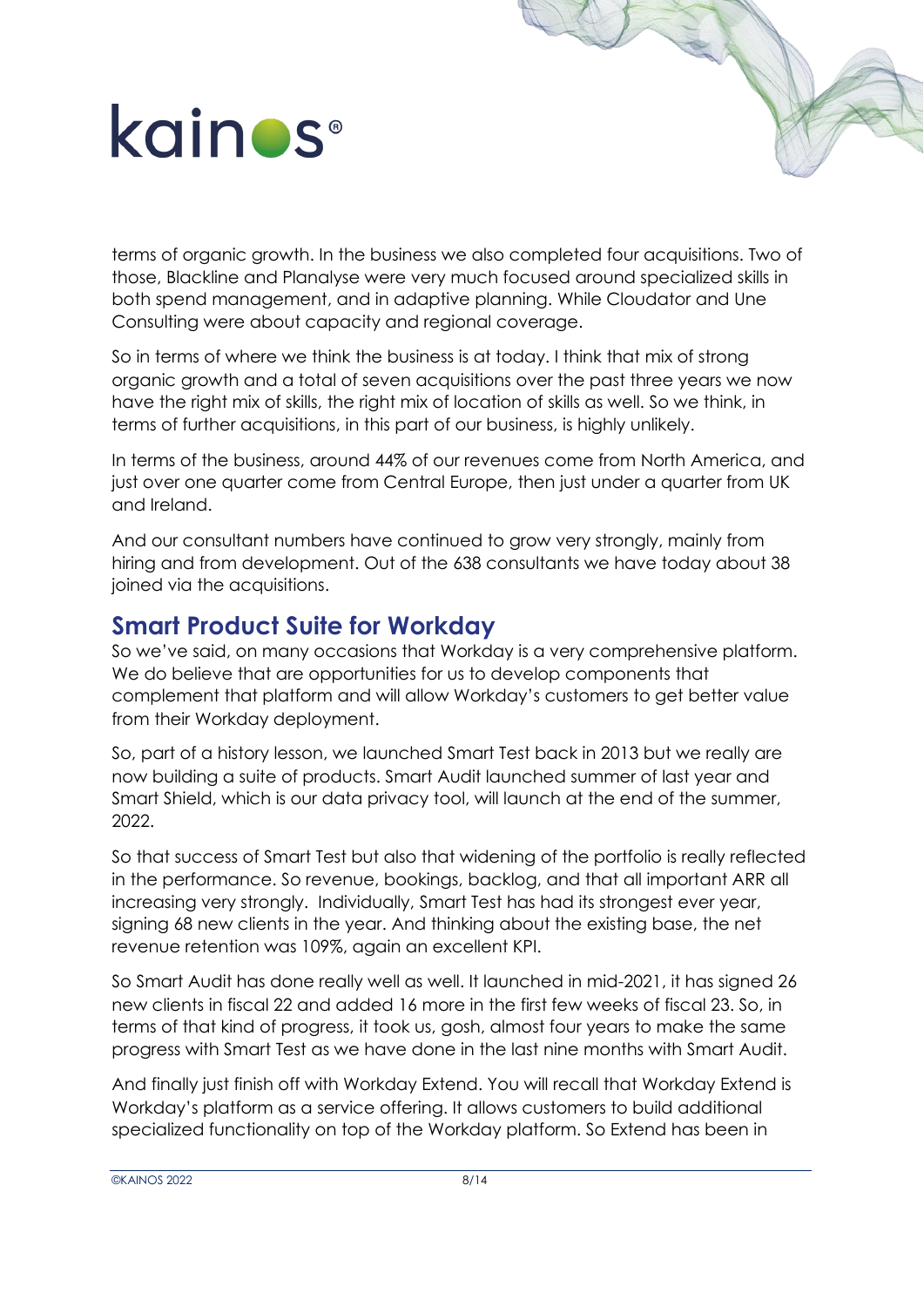terms of organic growth. In the business we also completed four acquisitions. Two of those, Blackline and Planalyse were very much focused around specialized skills in both spend management, and in adaptive planning. While Cloudator and Une Consulting were about capacity and regional coverage.

So in terms of where we think the business is at today. I think that mix of strong organic growth and a total of seven acquisitions over the past three years we now have the right mix of skills, the right mix of location of skills as well. So we think, in terms of further acquisitions, in this part of our business, is highly unlikely.

In terms of the business, around 44% of our revenues come from North America, and just over one quarter come from Central Europe, then just under a quarter from UK and Ireland.

And our consultant numbers have continued to grow very strongly, mainly from hiring and from development. Out of the 638 consultants we have today about 38 joined via the acquisitions.

## Smart Product Suite for Workday

So we've said, on many occasions that Workday is a very comprehensive platform. We do believe that are opportunities for us to develop components that complement that platform and will allow Workday's customers to get better value from their Workday deployment.

So, part of a history lesson, we launched Smart Test back in 2013 but we really are now building a suite of products. Smart Audit launched summer of last year and Smart Shield, which is our data privacy tool, will launch at the end of the summer, 2022.

So that success of Smart Test but also that widening of the portfolio is really reflected in the performance. So revenue, bookings, backlog, and that all important ARR all increasing very strongly. Individually, Smart Test has had its strongest ever year, signing 68 new clients in the year. And thinking about the existing base, the net revenue retention was 109%, again an excellent KPI.

So Smart Audit has done really well as well. It launched in mid-2021, it has signed 26 new clients in fiscal 22 and added 16 more in the first few weeks of fiscal 23. So, in terms of that kind of progress, it took us, gosh, almost four years to make the same progress with Smart Test as we have done in the last nine months with Smart Audit.

And finally just finish off with Workday Extend. You will recall that Workday Extend is Workday's platform as a service offering. It allows customers to build additional specialized functionality on top of the Workday platform. So Extend has been in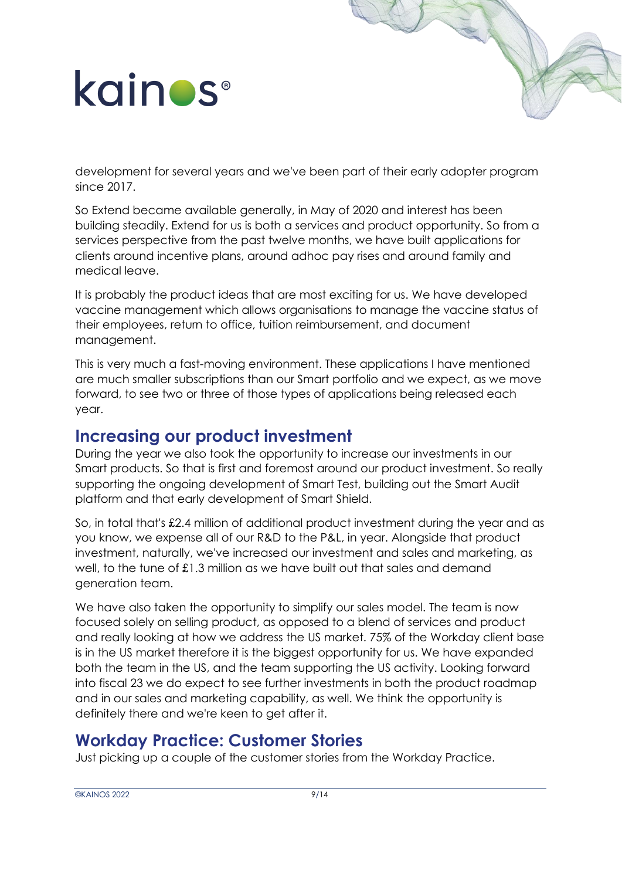development for several years and we've been part of their early adopter program since 2017.

So Extend became available generally, in May of 2020 and interest has been building steadily. Extend for us is both a services and product opportunity. So from a services perspective from the past twelve months, we have built applications for clients around incentive plans, around adhoc pay rises and around family and medical leave.

It is probably the product ideas that are most exciting for us. We have developed vaccine management which allows organisations to manage the vaccine status of their employees, return to office, tuition reimbursement, and document management.

This is very much a fast-moving environment. These applications I have mentioned are much smaller subscriptions than our Smart portfolio and we expect, as we move forward, to see two or three of those types of applications being released each year.

## Increasing our product investment

During the year we also took the opportunity to increase our investments in our Smart products. So that is first and foremost around our product investment. So really supporting the ongoing development of Smart Test, building out the Smart Audit platform and that early development of Smart Shield.

So, in total that's £2.4 million of additional product investment during the year and as you know, we expense all of our R&D to the P&L, in year. Alongside that product investment, naturally, we've increased our investment and sales and marketing, as well, to the tune of £1.3 million as we have built out that sales and demand generation team.

We have also taken the opportunity to simplify our sales model. The team is now focused solely on selling product, as opposed to a blend of services and product and really looking at how we address the US market. 75% of the Workday client base is in the US market therefore it is the biggest opportunity for us. We have expanded both the team in the US, and the team supporting the US activity. Looking forward into fiscal 23 we do expect to see further investments in both the product roadmap and in our sales and marketing capability, as well. We think the opportunity is definitely there and we're keen to get after it.

## Workday Practice: Customer Stories

Just picking up a couple of the customer stories from the Workday Practice.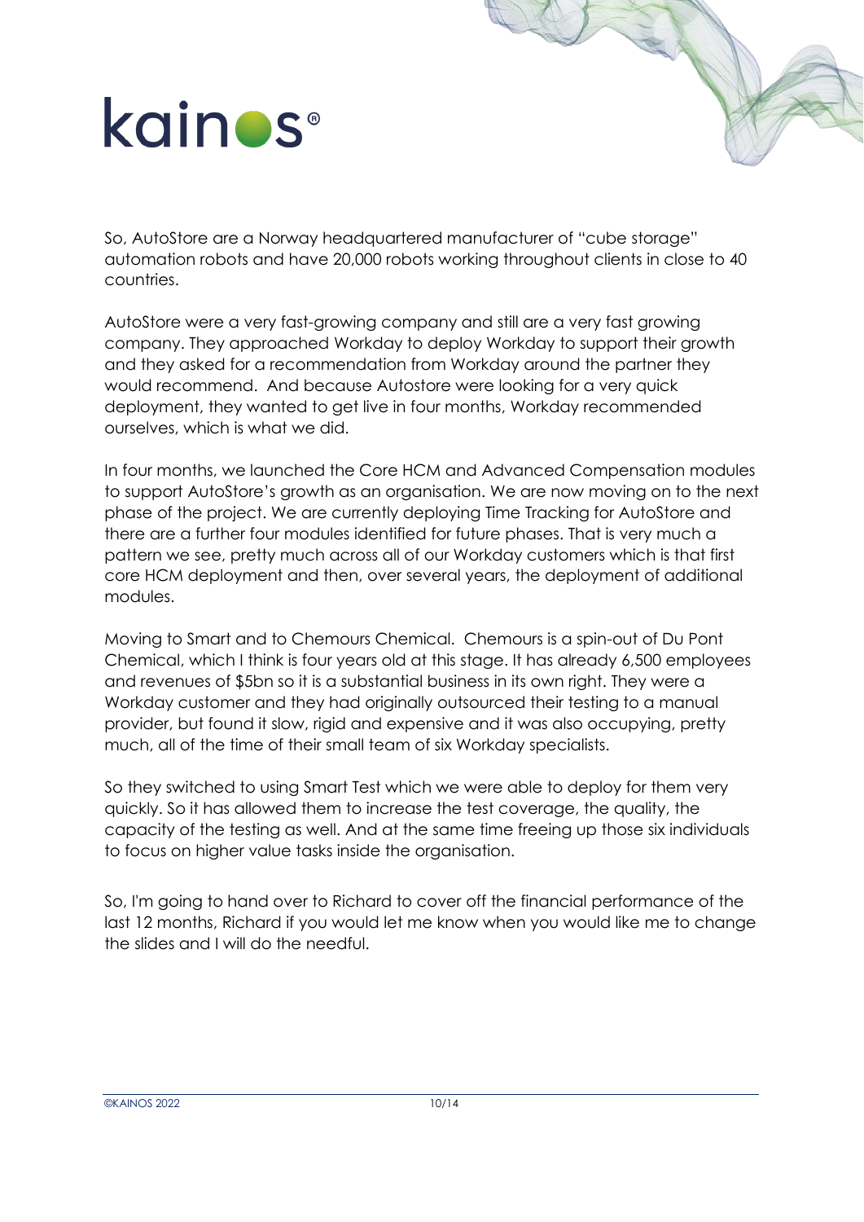So, AutoStore are a Norway headquartered manufacturer of "cube storage" automation robots and have 20,000 robots working throughout clients in close to 40 countries.

AutoStore were a very fast-growing company and still are a very fast growing company. They approached Workday to deploy Workday to support their growth and they asked for a recommendation from Workday around the partner they would recommend. And because Autostore were looking for a very quick deployment, they wanted to get live in four months, Workday recommended ourselves, which is what we did.

In four months, we launched the Core HCM and Advanced Compensation modules to support AutoStore's growth as an organisation. We are now moving on to the next phase of the project. We are currently deploying Time Tracking for AutoStore and there are a further four modules identified for future phases. That is very much a pattern we see, pretty much across all of our Workday customers which is that first core HCM deployment and then, over several years, the deployment of additional modules.

Moving to Smart and to Chemours Chemical. Chemours is a spin-out of Du Pont Chemical, which I think is four years old at this stage. It has already 6,500 employees and revenues of $5bn so it is a substantial business in its own right. They were a Workday customer and they had originally outsourced their testing to a manual provider, but found it slow, rigid and expensive and it was also occupying, pretty much, all of the time of their small team of six Workday specialists.

So they switched to using Smart Test which we were able to deploy for them very quickly. So it has allowed them to increase the test coverage, the quality, the capacity of the testing as well. And at the same time freeing up those six individuals to focus on higher value tasks inside the organisation.

So, I'm going to hand over to Richard to cover off the financial performance of the last 12 months, Richard if you would let me know when you would like me to change the slides and I will do the needful.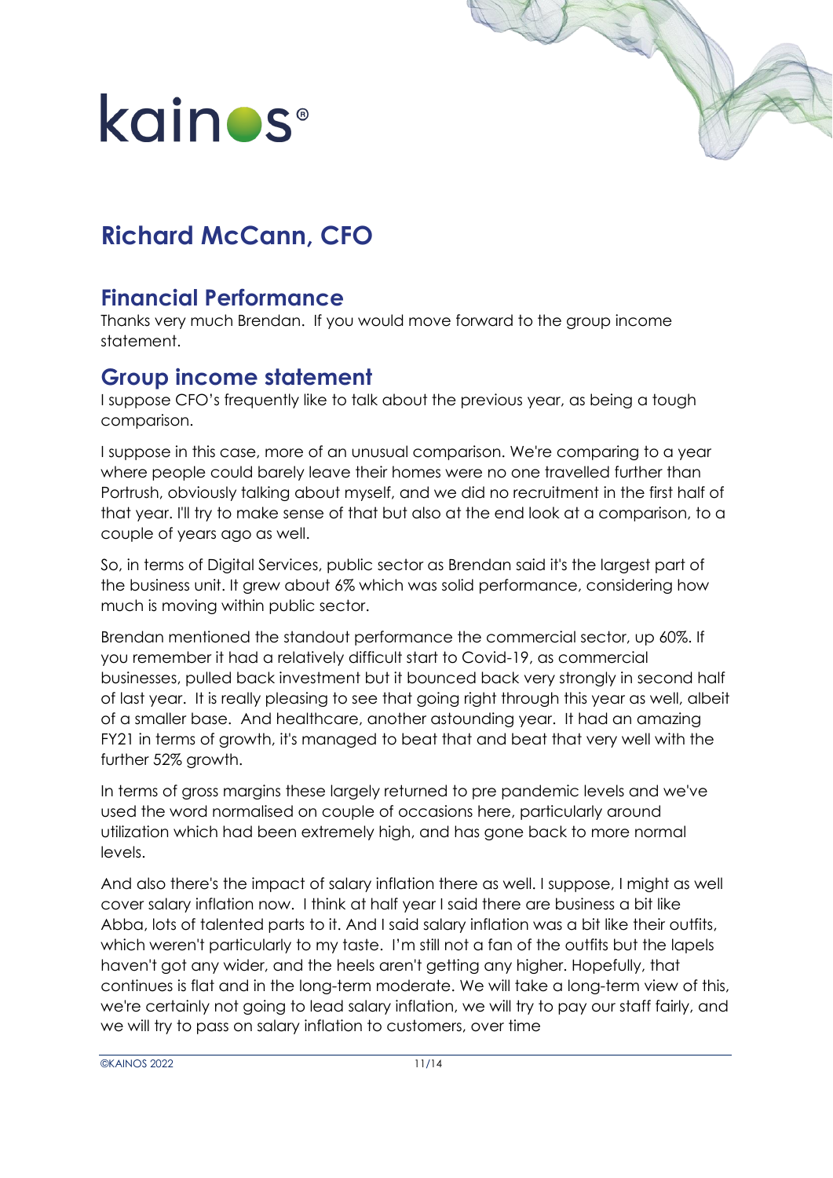## Richard McCann, CFO

### Financial Performance

Thanks very much Brendan. If you would move forward to the group income statement.

### Group income statement

I suppose CFO's frequently like to talk about the previous year, as being a tough comparison.

I suppose in this case, more of an unusual comparison. We're comparing to a year where people could barely leave their homes were no one travelled further than Portrush, obviously talking about myself, and we did no recruitment in the first half of that year. I'll try to make sense of that but also at the end look at a comparison, to a couple of years ago as well.

So, in terms of Digital Services, public sector as Brendan said it's the largest part of the business unit. It grew about 6% which was solid performance, considering how much is moving within public sector.

Brendan mentioned the standout performance the commercial sector, up 60%. If you remember it had a relatively difficult start to Covid-19, as commercial businesses, pulled back investment but it bounced back very strongly in second half of last year. It is really pleasing to see that going right through this year as well, albeit of a smaller base. And healthcare, another astounding year. It had an amazing FY21 in terms of growth, it's managed to beat that and beat that very well with the further 52% growth.

In terms of gross margins these largely returned to pre pandemic levels and we've used the word normalised on couple of occasions here, particularly around utilization which had been extremely high, and has gone back to more normal levels.

And also there's the impact of salary inflation there as well. I suppose, I might as well cover salary inflation now. I think at half year I said there are business a bit like Abba, lots of talented parts to it. And I said salary inflation was a bit like their outfits, which weren't particularly to my taste. I'm still not a fan of the outfits but the lapels haven't got any wider, and the heels aren't getting any higher. Hopefully, that continues is flat and in the long-term moderate. We will take a long-term view of this, we're certainly not going to lead salary inflation, we will try to pay our staff fairly, and we will try to pass on salary inflation to customers, over time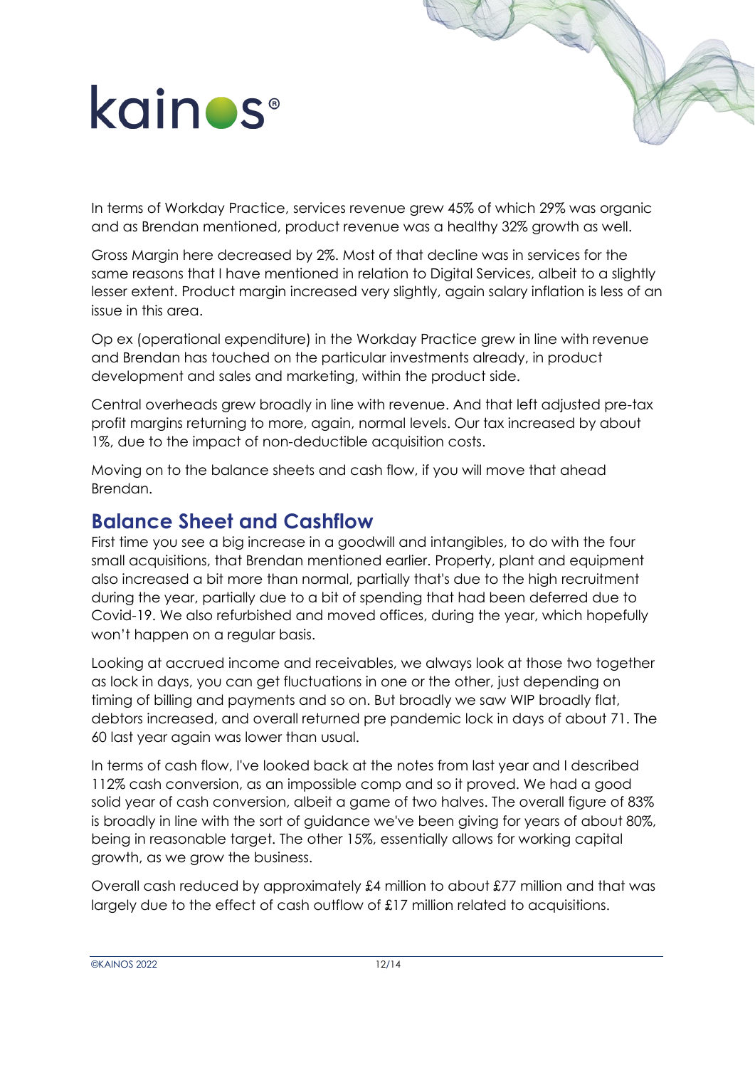In terms of Workday Practice, services revenue grew 45% of which 29% was organic and as Brendan mentioned, product revenue was a healthy 32% growth as well.

Gross Margin here decreased by 2%. Most of that decline was in services for the same reasons that I have mentioned in relation to Digital Services, albeit to a slightly lesser extent. Product margin increased very slightly, again salary inflation is less of an issue in this area.

Op ex (operational expenditure) in the Workday Practice grew in line with revenue and Brendan has touched on the particular investments already, in product development and sales and marketing, within the product side.

Central overheads grew broadly in line with revenue. And that left adjusted pre-tax profit margins returning to more, again, normal levels. Our tax increased by about 1%, due to the impact of non-deductible acquisition costs.

Moving on to the balance sheets and cash flow, if you will move that ahead Brendan.

## Balance Sheet and Cashflow

First time you see a big increase in a goodwill and intangibles, to do with the four small acquisitions, that Brendan mentioned earlier. Property, plant and equipment also increased a bit more than normal, partially that's due to the high recruitment during the year, partially due to a bit of spending that had been deferred due to Covid-19. We also refurbished and moved offices, during the year, which hopefully won't happen on a regular basis.

Looking at accrued income and receivables, we always look at those two together as lock in days, you can get fluctuations in one or the other, just depending on timing of billing and payments and so on. But broadly we saw WIP broadly flat, debtors increased, and overall returned pre pandemic lock in days of about 71. The 60 last year again was lower than usual.

In terms of cash flow, I've looked back at the notes from last year and I described 112% cash conversion, as an impossible comp and so it proved. We had a good solid year of cash conversion, albeit a game of two halves. The overall figure of 83% is broadly in line with the sort of guidance we've been giving for years of about 80%, being in reasonable target. The other 15%, essentially allows for working capital growth, as we grow the business.

Overall cash reduced by approximately £4 million to about £77 million and that was largely due to the effect of cash outflow of £17 million related to acquisitions.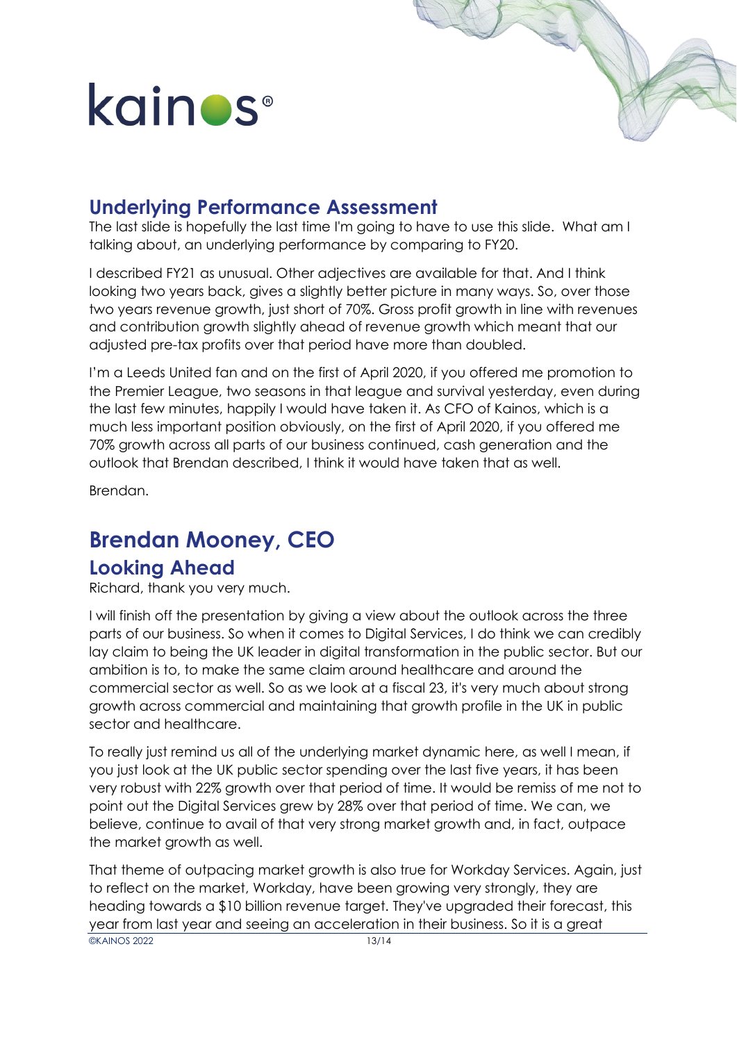## Underlying Performance Assessment

The last slide is hopefully the last time I'm going to have to use this slide. What am I talking about, an underlying performance by comparing to FY20.

I described FY21 as unusual. Other adjectives are available for that. And I think looking two years back, gives a slightly better picture in many ways. So, over those two years revenue growth, just short of 70%. Gross profit growth in line with revenues and contribution growth slightly ahead of revenue growth which meant that our adjusted pre-tax profits over that period have more than doubled.

I'm a Leeds United fan and on the first of April 2020, if you offered me promotion to the Premier League, two seasons in that league and survival yesterday, even during the last few minutes, happily I would have taken it. As CFO of Kainos, which is a much less important position obviously, on the first of April 2020, if you offered me 70% growth across all parts of our business continued, cash generation and the outlook that Brendan described, I think it would have taken that as well.

Brendan.

# Brendan Mooney, CEO

## Looking Ahead

Richard, thank you very much.

I will finish off the presentation by giving a view about the outlook across the three parts of our business. So when it comes to Digital Services, I do think we can credibly lay claim to being the UK leader in digital transformation in the public sector. But our ambition is to, to make the same claim around healthcare and around the commercial sector as well. So as we look at a fiscal 23, it's very much about strong growth across commercial and maintaining that growth profile in the UK in public sector and healthcare.

To really just remind us all of the underlying market dynamic here, as well I mean, if you just look at the UK public sector spending over the last five years, it has been very robust with 22% growth over that period of time. It would be remiss of me not to point out the Digital Services grew by 28% over that period of time. We can, we believe, continue to avail of that very strong market growth and, in fact, outpace the market growth as well.

That theme of outpacing market growth is also true for Workday Services. Again, just to reflect on the market, Workday, have been growing very strongly, they are heading towards a $10 billion revenue target. They've upgraded their forecast, this year from last year and seeing an acceleration in their business. So it is a great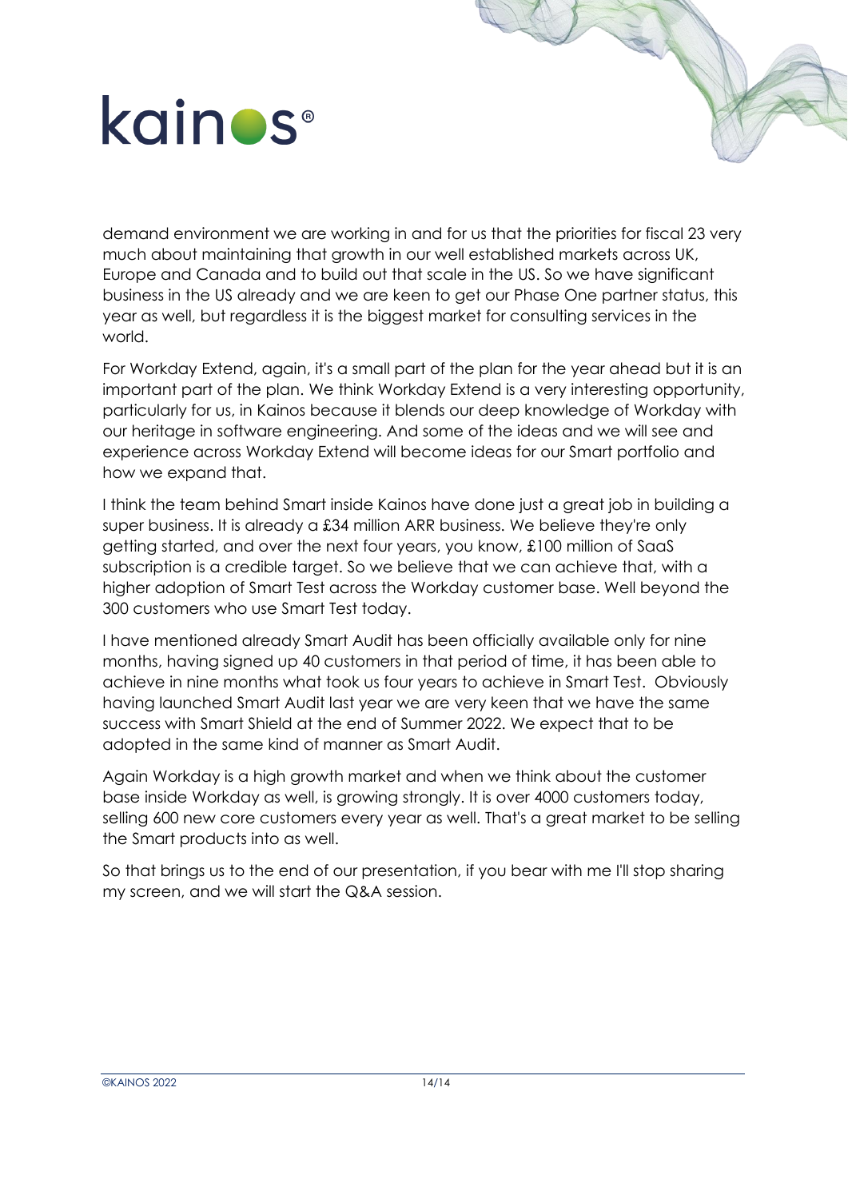demand environment we are working in and for us that the priorities for fiscal 23 very much about maintaining that growth in our well established markets across UK, Europe and Canada and to build out that scale in the US. So we have significant business in the US already and we are keen to get our Phase One partner status, this year as well, but regardless it is the biggest market for consulting services in the world.

For Workday Extend, again, it's a small part of the plan for the year ahead but it is an important part of the plan. We think Workday Extend is a very interesting opportunity, particularly for us, in Kainos because it blends our deep knowledge of Workday with our heritage in software engineering. And some of the ideas and we will see and experience across Workday Extend will become ideas for our Smart portfolio and how we expand that.

I think the team behind Smart inside Kainos have done just a great job in building a super business. It is already a £34 million ARR business. We believe they're only getting started, and over the next four years, you know, £100 million of SaaS subscription is a credible target. So we believe that we can achieve that, with a higher adoption of Smart Test across the Workday customer base. Well beyond the 300 customers who use Smart Test today.

I have mentioned already Smart Audit has been officially available only for nine months, having signed up 40 customers in that period of time, it has been able to achieve in nine months what took us four years to achieve in Smart Test. Obviously having launched Smart Audit last year we are very keen that we have the same success with Smart Shield at the end of Summer 2022. We expect that to be adopted in the same kind of manner as Smart Audit.

Again Workday is a high growth market and when we think about the customer base inside Workday as well, is growing strongly. It is over 4000 customers today, selling 600 new core customers every year as well. That's a great market to be selling the Smart products into as well.

So that brings us to the end of our presentation, if you bear with me I'll stop sharing my screen, and we will start the Q&A session.